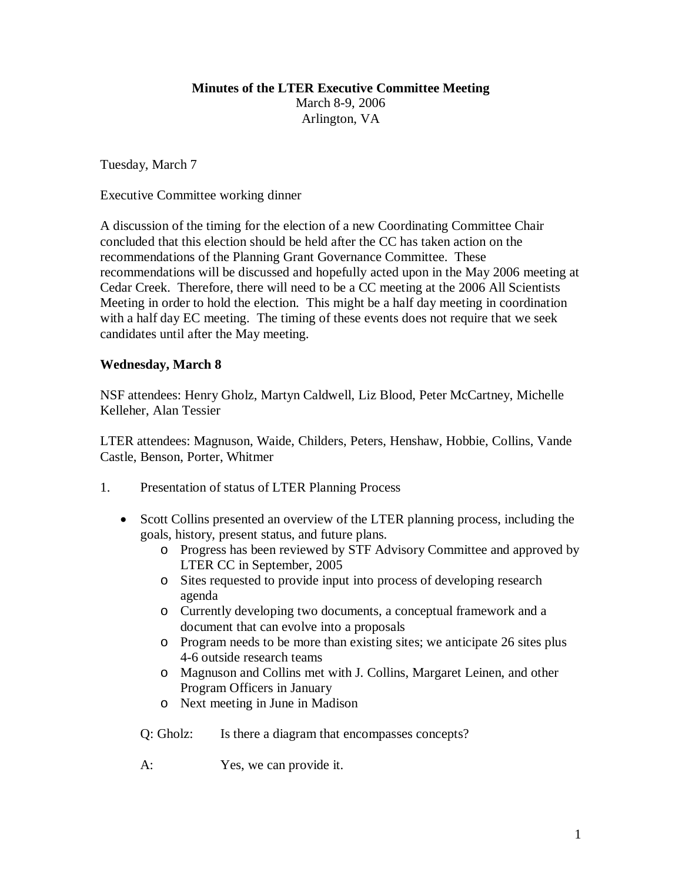**Minutes of the LTER Executive Committee Meeting**
March 8-9, 2006
Arlington, VA

Tuesday, March 7

Executive Committee working dinner

A discussion of the timing for the election of a new Coordinating Committee Chair concluded that this election should be held after the CC has taken action on the recommendations of the Planning Grant Governance Committee. These recommendations will be discussed and hopefully acted upon in the May 2006 meeting at Cedar Creek. Therefore, there will need to be a CC meeting at the 2006 All Scientists Meeting in order to hold the election. This might be a half day meeting in coordination with a half day EC meeting. The timing of these events does not require that we seek candidates until after the May meeting.

**Wednesday, March 8**

NSF attendees: Henry Gholz, Martyn Caldwell, Liz Blood, Peter McCartney, Michelle Kelleher, Alan Tessier

LTER attendees: Magnuson, Waide, Childers, Peters, Henshaw, Hobbie, Collins, Vande Castle, Benson, Porter, Whitmer

1. Presentation of status of LTER Planning Process

- Scott Collins presented an overview of the LTER planning process, including the goals, history, present status, and future plans.
  - Progress has been reviewed by STF Advisory Committee and approved by LTER CC in September, 2005
  - Sites requested to provide input into process of developing research agenda
  - Currently developing two documents, a conceptual framework and a document that can evolve into a proposals
  - Program needs to be more than existing sites; we anticipate 26 sites plus 4-6 outside research teams
  - Magnuson and Collins met with J. Collins, Margaret Leinen, and other Program Officers in January
  - Next meeting in June in Madison

Q: Gholz: Is there a diagram that encompasses concepts?

A: Yes, we can provide it.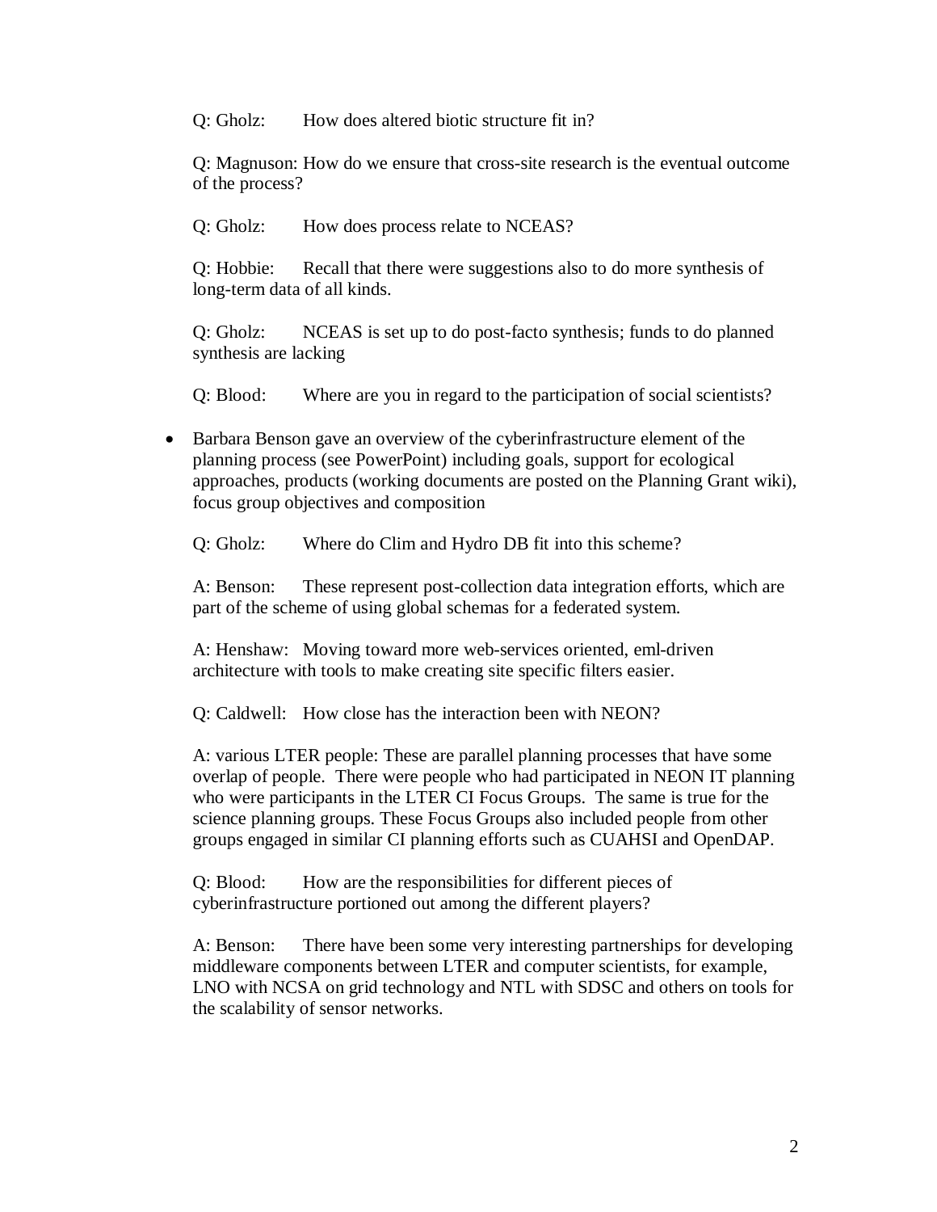Q: Gholz: How does altered biotic structure fit in?

Q: Magnuson: How do we ensure that cross-site research is the eventual outcome of the process?

Q: Gholz: How does process relate to NCEAS?

Q: Hobbie: Recall that there were suggestions also to do more synthesis of long-term data of all kinds.

Q: Gholz: NCEAS is set up to do post-facto synthesis; funds to do planned synthesis are lacking

Q: Blood: Where are you in regard to the participation of social scientists?

- Barbara Benson gave an overview of the cyberinfrastructure element of the planning process (see PowerPoint) including goals, support for ecological approaches, products (working documents are posted on the Planning Grant wiki), focus group objectives and composition

  Q: Gholz: Where do Clim and Hydro DB fit into this scheme?

  A: Benson: These represent post-collection data integration efforts, which are part of the scheme of using global schemas for a federated system.

  A: Henshaw: Moving toward more web-services oriented, eml-driven architecture with tools to make creating site specific filters easier.

  Q: Caldwell: How close has the interaction been with NEON?

  A: various LTER people: These are parallel planning processes that have some overlap of people. There were people who had participated in NEON IT planning who were participants in the LTER CI Focus Groups. The same is true for the science planning groups. These Focus Groups also included people from other groups engaged in similar CI planning efforts such as CUAHSI and OpenDAP.

  Q: Blood: How are the responsibilities for different pieces of cyberinfrastructure portioned out among the different players?

  A: Benson: There have been some very interesting partnerships for developing middleware components between LTER and computer scientists, for example, LNO with NCSA on grid technology and NTL with SDSC and others on tools for the scalability of sensor networks.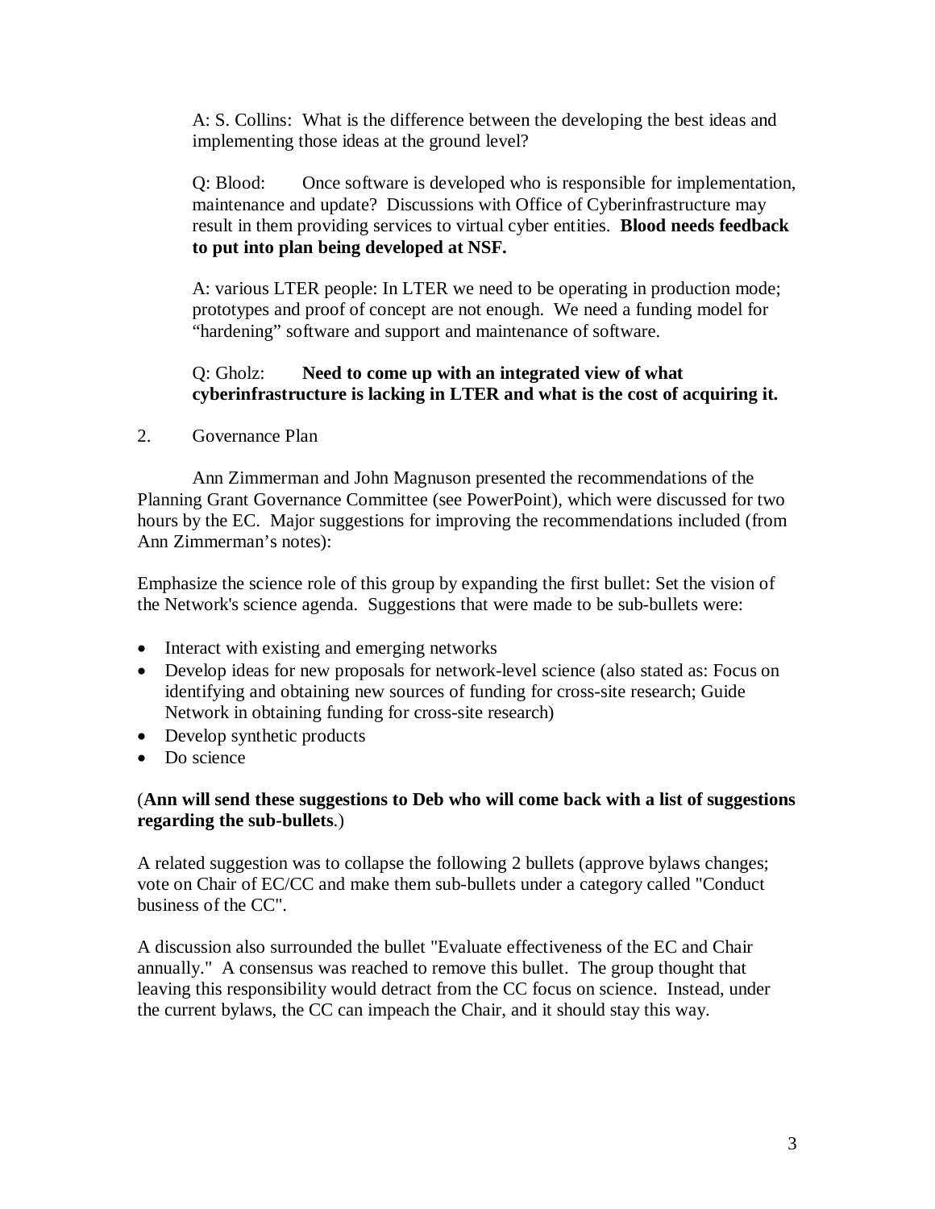A: S. Collins: What is the difference between the developing the best ideas and implementing those ideas at the ground level?

Q: Blood: Once software is developed who is responsible for implementation, maintenance and update? Discussions with Office of Cyberinfrastructure may result in them providing services to virtual cyber entities. **Blood needs feedback to put into plan being developed at NSF.**

A: various LTER people: In LTER we need to be operating in production mode; prototypes and proof of concept are not enough. We need a funding model for "hardening" software and support and maintenance of software.

Q: Gholz: **Need to come up with an integrated view of what cyberinfrastructure is lacking in LTER and what is the cost of acquiring it.**

2. Governance Plan

Ann Zimmerman and John Magnuson presented the recommendations of the Planning Grant Governance Committee (see PowerPoint), which were discussed for two hours by the EC. Major suggestions for improving the recommendations included (from Ann Zimmerman's notes):

Emphasize the science role of this group by expanding the first bullet: Set the vision of the Network's science agenda. Suggestions that were made to be sub-bullets were:

- Interact with existing and emerging networks
- Develop ideas for new proposals for network-level science (also stated as: Focus on identifying and obtaining new sources of funding for cross-site research; Guide Network in obtaining funding for cross-site research)
- Develop synthetic products
- Do science

(**Ann will send these suggestions to Deb who will come back with a list of suggestions regarding the sub-bullets**.)

A related suggestion was to collapse the following 2 bullets (approve bylaws changes; vote on Chair of EC/CC and make them sub-bullets under a category called "Conduct business of the CC".

A discussion also surrounded the bullet "Evaluate effectiveness of the EC and Chair annually." A consensus was reached to remove this bullet. The group thought that leaving this responsibility would detract from the CC focus on science. Instead, under the current bylaws, the CC can impeach the Chair, and it should stay this way.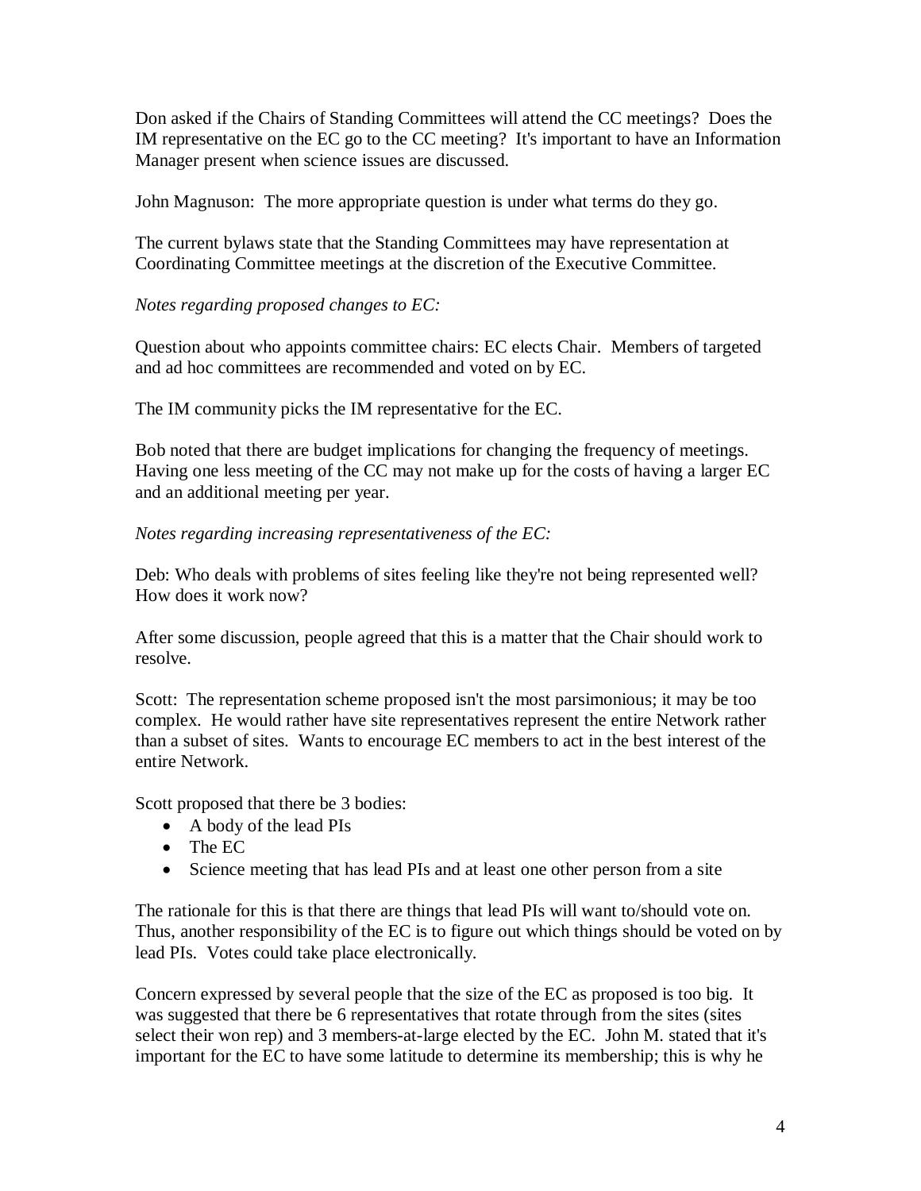Don asked if the Chairs of Standing Committees will attend the CC meetings? Does the IM representative on the EC go to the CC meeting? It's important to have an Information Manager present when science issues are discussed.

John Magnuson: The more appropriate question is under what terms do they go.

The current bylaws state that the Standing Committees may have representation at Coordinating Committee meetings at the discretion of the Executive Committee.

*Notes regarding proposed changes to EC:*

Question about who appoints committee chairs: EC elects Chair. Members of targeted and ad hoc committees are recommended and voted on by EC.

The IM community picks the IM representative for the EC.

Bob noted that there are budget implications for changing the frequency of meetings. Having one less meeting of the CC may not make up for the costs of having a larger EC and an additional meeting per year.

*Notes regarding increasing representativeness of the EC:*

Deb: Who deals with problems of sites feeling like they're not being represented well? How does it work now?

After some discussion, people agreed that this is a matter that the Chair should work to resolve.

Scott: The representation scheme proposed isn't the most parsimonious; it may be too complex. He would rather have site representatives represent the entire Network rather than a subset of sites. Wants to encourage EC members to act in the best interest of the entire Network.

Scott proposed that there be 3 bodies:

- A body of the lead PIs
- The EC
- Science meeting that has lead PIs and at least one other person from a site

The rationale for this is that there are things that lead PIs will want to/should vote on. Thus, another responsibility of the EC is to figure out which things should be voted on by lead PIs. Votes could take place electronically.

Concern expressed by several people that the size of the EC as proposed is too big. It was suggested that there be 6 representatives that rotate through from the sites (sites select their won rep) and 3 members-at-large elected by the EC. John M. stated that it's important for the EC to have some latitude to determine its membership; this is why he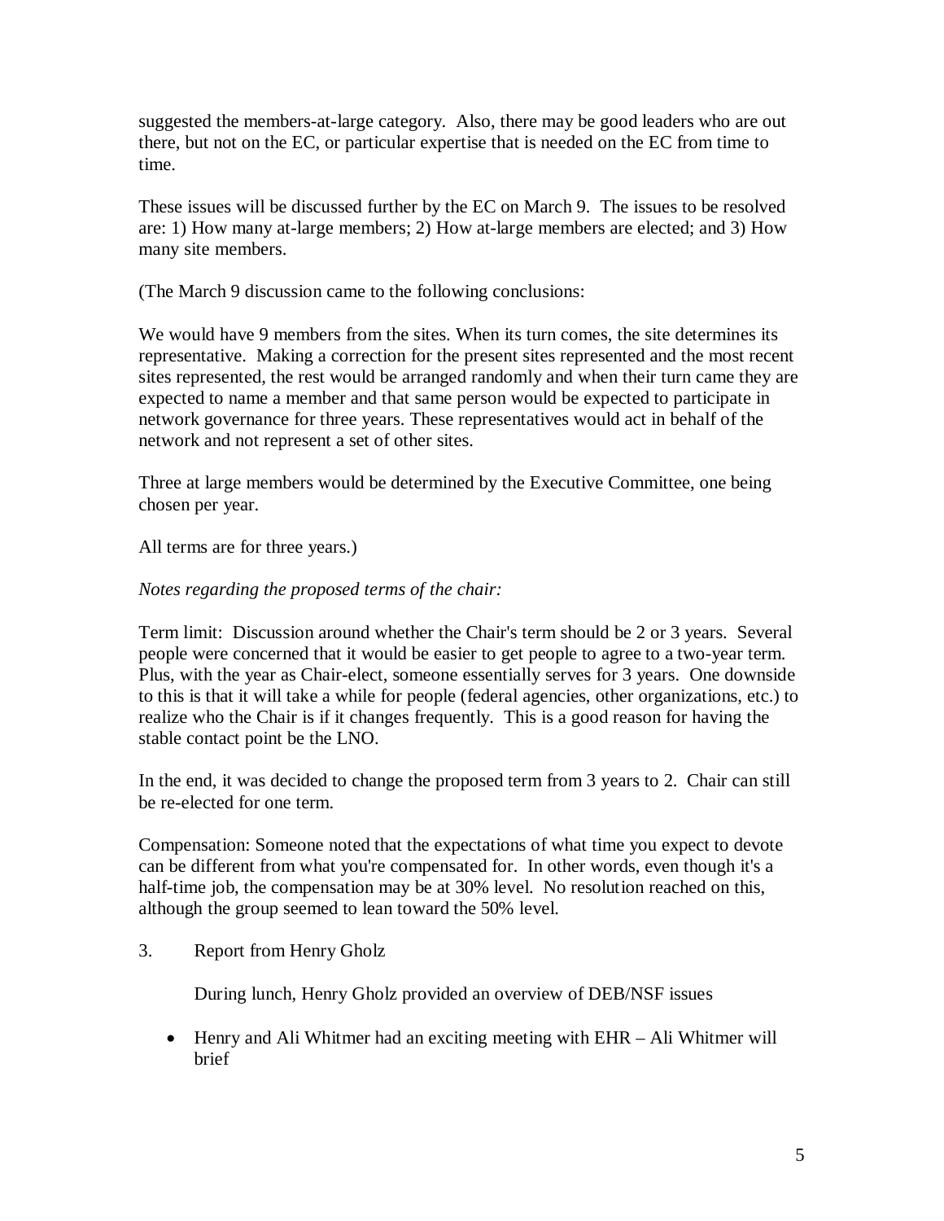suggested the members-at-large category. Also, there may be good leaders who are out there, but not on the EC, or particular expertise that is needed on the EC from time to time.

These issues will be discussed further by the EC on March 9. The issues to be resolved are: 1) How many at-large members; 2) How at-large members are elected; and 3) How many site members.

(The March 9 discussion came to the following conclusions:

We would have 9 members from the sites. When its turn comes, the site determines its representative. Making a correction for the present sites represented and the most recent sites represented, the rest would be arranged randomly and when their turn came they are expected to name a member and that same person would be expected to participate in network governance for three years. These representatives would act in behalf of the network and not represent a set of other sites.

Three at large members would be determined by the Executive Committee, one being chosen per year.

All terms are for three years.)

*Notes regarding the proposed terms of the chair:*

Term limit: Discussion around whether the Chair's term should be 2 or 3 years. Several people were concerned that it would be easier to get people to agree to a two-year term. Plus, with the year as Chair-elect, someone essentially serves for 3 years. One downside to this is that it will take a while for people (federal agencies, other organizations, etc.) to realize who the Chair is if it changes frequently. This is a good reason for having the stable contact point be the LNO.

In the end, it was decided to change the proposed term from 3 years to 2. Chair can still be re-elected for one term.

Compensation: Someone noted that the expectations of what time you expect to devote can be different from what you're compensated for. In other words, even though it's a half-time job, the compensation may be at 30% level. No resolution reached on this, although the group seemed to lean toward the 50% level.

3. Report from Henry Gholz

   During lunch, Henry Gholz provided an overview of DEB/NSF issues

   - Henry and Ali Whitmer had an exciting meeting with EHR – Ali Whitmer will brief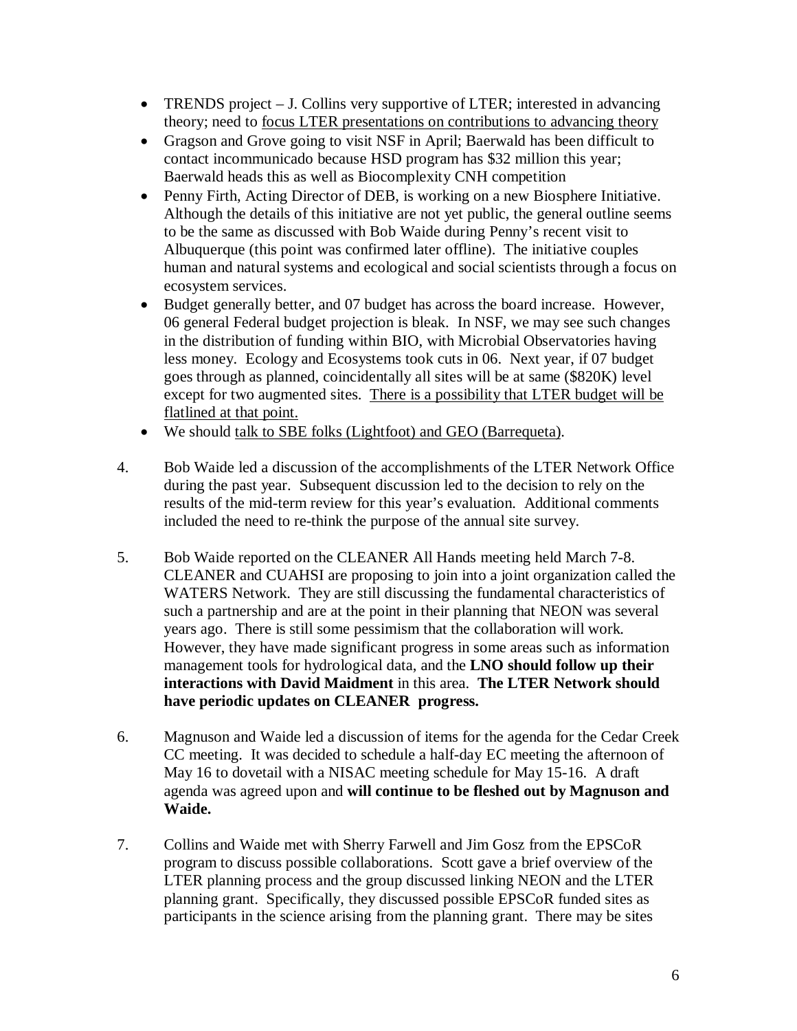- TRENDS project – J. Collins very supportive of LTER; interested in advancing theory; need to <u>focus LTER presentations on contributions to advancing theory</u>
- Gragson and Grove going to visit NSF in April; Baerwald has been difficult to contact incommunicado because HSD program has $32 million this year; Baerwald heads this as well as Biocomplexity CNH competition
- Penny Firth, Acting Director of DEB, is working on a new Biosphere Initiative. Although the details of this initiative are not yet public, the general outline seems to be the same as discussed with Bob Waide during Penny's recent visit to Albuquerque (this point was confirmed later offline). The initiative couples human and natural systems and ecological and social scientists through a focus on ecosystem services.
- Budget generally better, and 07 budget has across the board increase. However, 06 general Federal budget projection is bleak. In NSF, we may see such changes in the distribution of funding within BIO, with Microbial Observatories having less money. Ecology and Ecosystems took cuts in 06. Next year, if 07 budget goes through as planned, coincidentally all sites will be at same ($820K) level except for two augmented sites. <u>There is a possibility that LTER budget will be flatlined at that point.</u>
- We should <u>talk to SBE folks (Lightfoot) and GEO (Barrequeta)</u>.

4. Bob Waide led a discussion of the accomplishments of the LTER Network Office during the past year. Subsequent discussion led to the decision to rely on the results of the mid-term review for this year's evaluation. Additional comments included the need to re-think the purpose of the annual site survey.

5. Bob Waide reported on the CLEANER All Hands meeting held March 7-8. CLEANER and CUAHSI are proposing to join into a joint organization called the WATERS Network. They are still discussing the fundamental characteristics of such a partnership and are at the point in their planning that NEON was several years ago. There is still some pessimism that the collaboration will work. However, they have made significant progress in some areas such as information management tools for hydrological data, and the **LNO should follow up their interactions with David Maidment** in this area. **The LTER Network should have periodic updates on CLEANER progress.**

6. Magnuson and Waide led a discussion of items for the agenda for the Cedar Creek CC meeting. It was decided to schedule a half-day EC meeting the afternoon of May 16 to dovetail with a NISAC meeting schedule for May 15-16. A draft agenda was agreed upon and **will continue to be fleshed out by Magnuson and Waide.**

7. Collins and Waide met with Sherry Farwell and Jim Gosz from the EPSCoR program to discuss possible collaborations. Scott gave a brief overview of the LTER planning process and the group discussed linking NEON and the LTER planning grant. Specifically, they discussed possible EPSCoR funded sites as participants in the science arising from the planning grant. There may be sites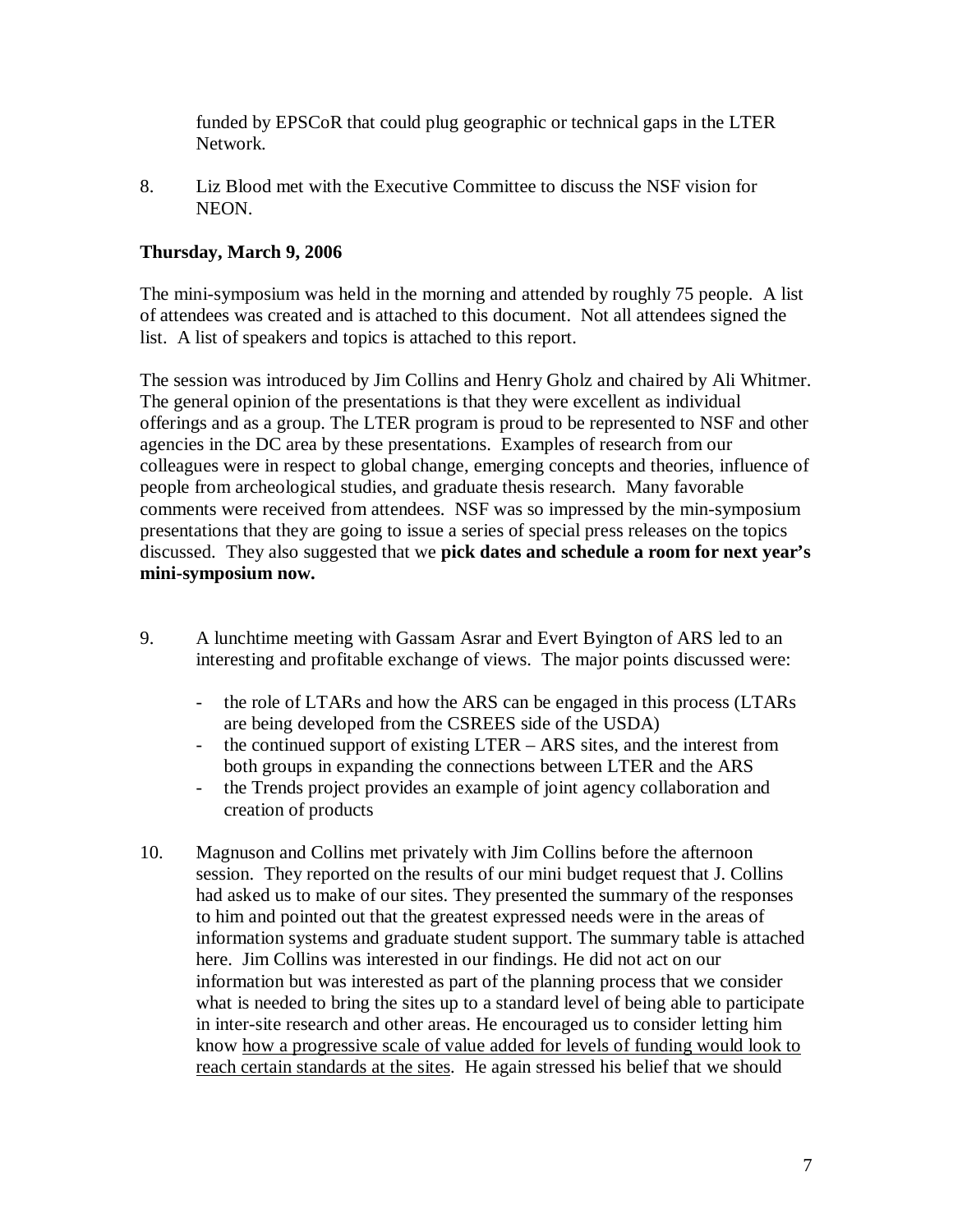funded by EPSCoR that could plug geographic or technical gaps in the LTER Network.

8. Liz Blood met with the Executive Committee to discuss the NSF vision for NEON.

**Thursday, March 9, 2006**

The mini-symposium was held in the morning and attended by roughly 75 people. A list of attendees was created and is attached to this document. Not all attendees signed the list. A list of speakers and topics is attached to this report.

The session was introduced by Jim Collins and Henry Gholz and chaired by Ali Whitmer. The general opinion of the presentations is that they were excellent as individual offerings and as a group. The LTER program is proud to be represented to NSF and other agencies in the DC area by these presentations. Examples of research from our colleagues were in respect to global change, emerging concepts and theories, influence of people from archeological studies, and graduate thesis research. Many favorable comments were received from attendees. NSF was so impressed by the min-symposium presentations that they are going to issue a series of special press releases on the topics discussed. They also suggested that we **pick dates and schedule a room for next year's mini-symposium now.**

9. A lunchtime meeting with Gassam Asrar and Evert Byington of ARS led to an interesting and profitable exchange of views. The major points discussed were:

   - the role of LTARs and how the ARS can be engaged in this process (LTARs are being developed from the CSREES side of the USDA)
   - the continued support of existing LTER – ARS sites, and the interest from both groups in expanding the connections between LTER and the ARS
   - the Trends project provides an example of joint agency collaboration and creation of products

10. Magnuson and Collins met privately with Jim Collins before the afternoon session. They reported on the results of our mini budget request that J. Collins had asked us to make of our sites. They presented the summary of the responses to him and pointed out that the greatest expressed needs were in the areas of information systems and graduate student support. The summary table is attached here. Jim Collins was interested in our findings. He did not act on our information but was interested as part of the planning process that we consider what is needed to bring the sites up to a standard level of being able to participate in inter-site research and other areas. He encouraged us to consider letting him know <u>how a progressive scale of value added for levels of funding would look to reach certain standards at the sites</u>. He again stressed his belief that we should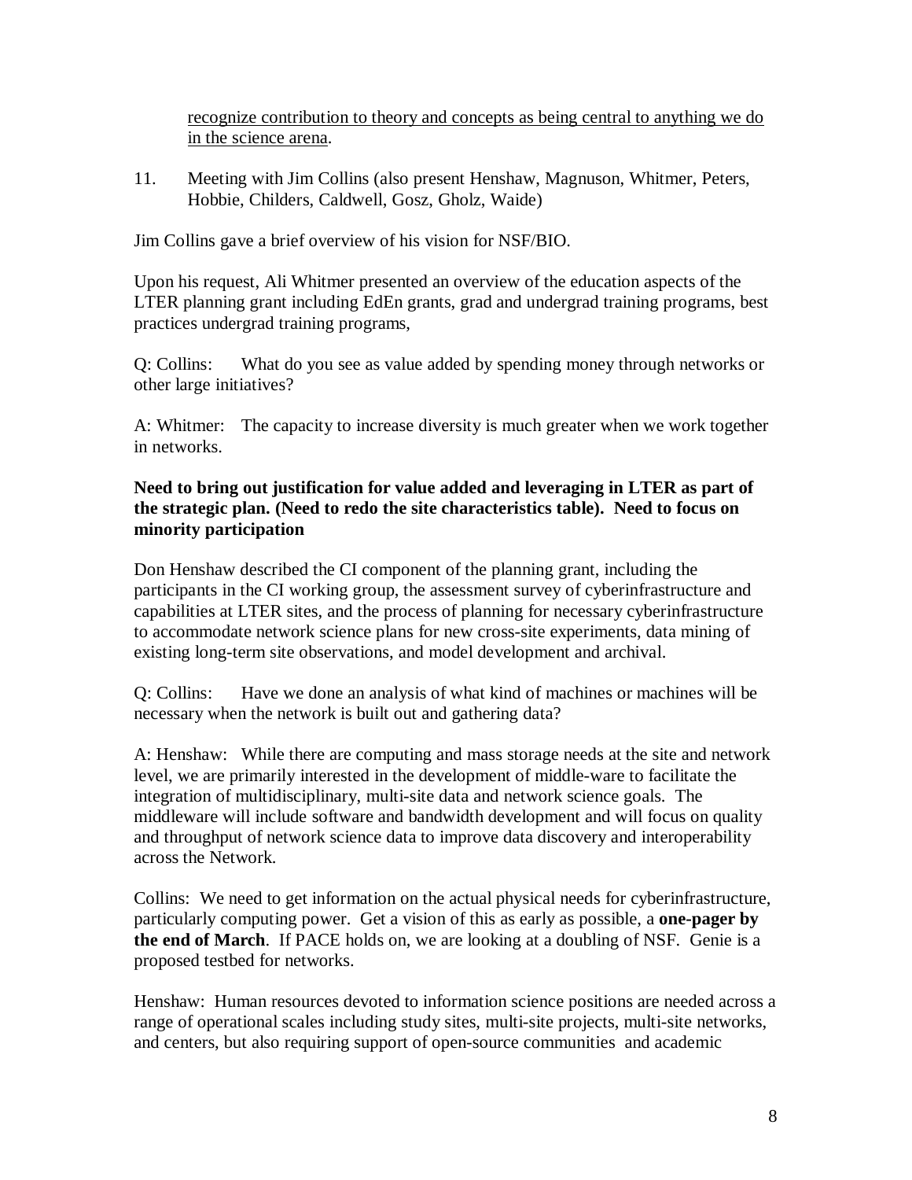recognize contribution to theory and concepts as being central to anything we do in the science arena.

11. Meeting with Jim Collins (also present Henshaw, Magnuson, Whitmer, Peters, Hobbie, Childers, Caldwell, Gosz, Gholz, Waide)

Jim Collins gave a brief overview of his vision for NSF/BIO.

Upon his request, Ali Whitmer presented an overview of the education aspects of the LTER planning grant including EdEn grants, grad and undergrad training programs, best practices undergrad training programs,

Q: Collins: What do you see as value added by spending money through networks or other large initiatives?

A: Whitmer: The capacity to increase diversity is much greater when we work together in networks.

**Need to bring out justification for value added and leveraging in LTER as part of the strategic plan. (Need to redo the site characteristics table). Need to focus on minority participation**

Don Henshaw described the CI component of the planning grant, including the participants in the CI working group, the assessment survey of cyberinfrastructure and capabilities at LTER sites, and the process of planning for necessary cyberinfrastructure to accommodate network science plans for new cross-site experiments, data mining of existing long-term site observations, and model development and archival.

Q: Collins: Have we done an analysis of what kind of machines or machines will be necessary when the network is built out and gathering data?

A: Henshaw: While there are computing and mass storage needs at the site and network level, we are primarily interested in the development of middle-ware to facilitate the integration of multidisciplinary, multi-site data and network science goals. The middleware will include software and bandwidth development and will focus on quality and throughput of network science data to improve data discovery and interoperability across the Network.

Collins: We need to get information on the actual physical needs for cyberinfrastructure, particularly computing power. Get a vision of this as early as possible, a **one-pager by the end of March**. If PACE holds on, we are looking at a doubling of NSF. Genie is a proposed testbed for networks.

Henshaw: Human resources devoted to information science positions are needed across a range of operational scales including study sites, multi-site projects, multi-site networks, and centers, but also requiring support of open-source communities and academic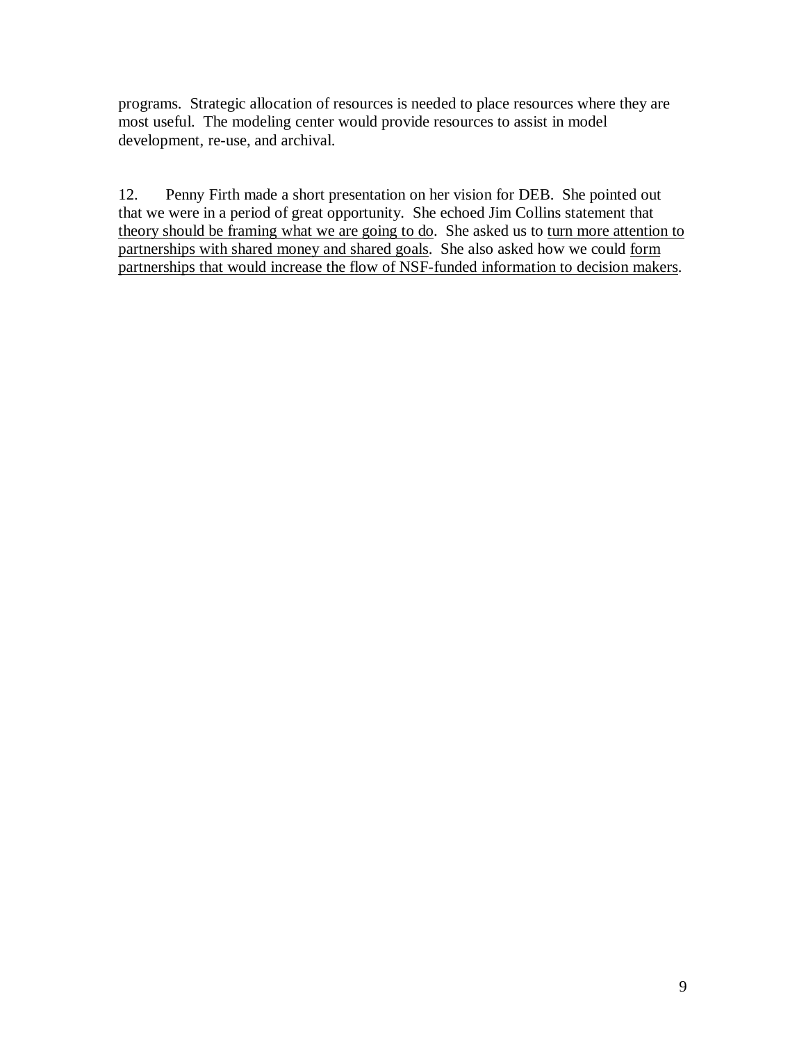programs. Strategic allocation of resources is needed to place resources where they are most useful. The modeling center would provide resources to assist in model development, re-use, and archival.

12. Penny Firth made a short presentation on her vision for DEB. She pointed out that we were in a period of great opportunity. She echoed Jim Collins statement that <u>theory should be framing what we are going to do</u>. She asked us to <u>turn more attention to partnerships with shared money and shared goals</u>. She also asked how we could <u>form partnerships that would increase the flow of NSF-funded information to decision makers</u>.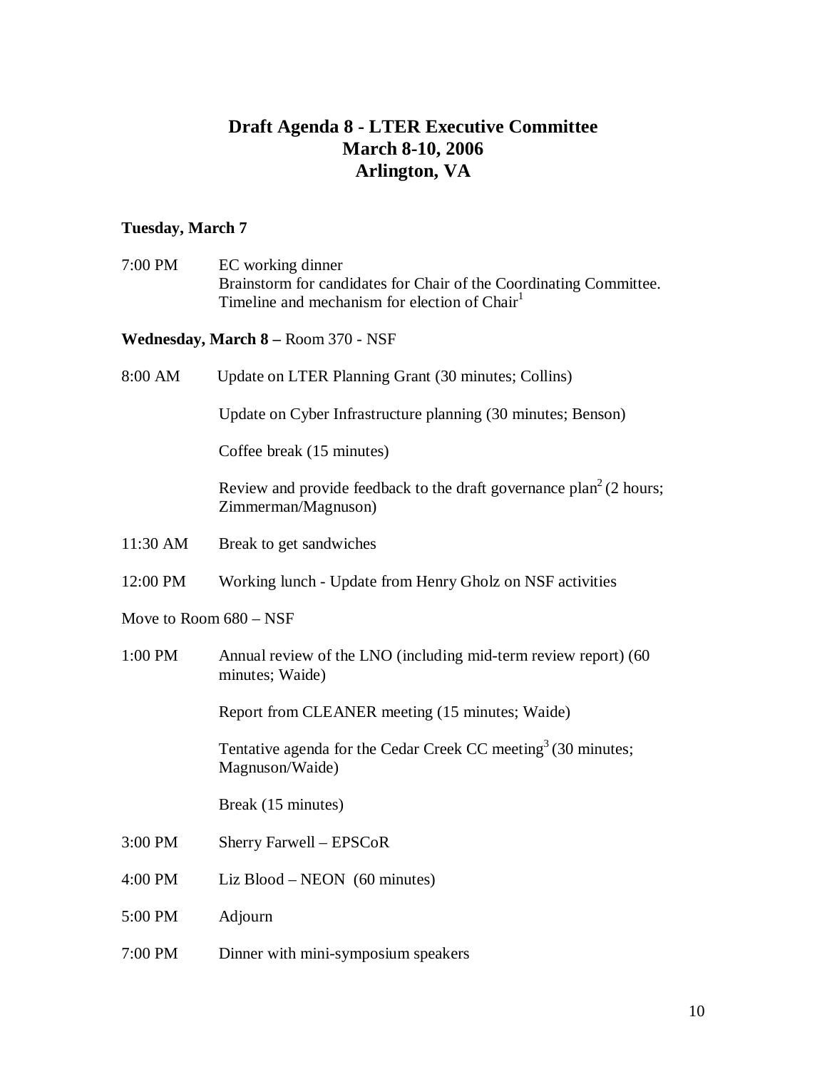# Draft Agenda 8 - LTER Executive Committee
## March 8-10, 2006
## Arlington, VA

**Tuesday, March 7**

| | |
|---|---|
| 7:00 PM | EC working dinner<br>Brainstorm for candidates for Chair of the Coordinating Committee.<br>Timeline and mechanism for election of Chair[1] |

**Wednesday, March 8 –** Room 370 - NSF

| | |
|---|---|
| 8:00 AM | Update on LTER Planning Grant (30 minutes; Collins) |
| | Update on Cyber Infrastructure planning (30 minutes; Benson) |
| | Coffee break (15 minutes) |
| | Review and provide feedback to the draft governance plan[2] (2 hours; Zimmerman/Magnuson) |
| 11:30 AM | Break to get sandwiches |
| 12:00 PM | Working lunch - Update from Henry Gholz on NSF activities |

Move to Room 680 – NSF

| | |
|---|---|
| 1:00 PM | Annual review of the LNO (including mid-term review report) (60 minutes; Waide) |
| | Report from CLEANER meeting (15 minutes; Waide) |
| | Tentative agenda for the Cedar Creek CC meeting[3] (30 minutes; Magnuson/Waide) |
| | Break (15 minutes) |
| 3:00 PM | Sherry Farwell – EPSCoR |
| 4:00 PM | Liz Blood – NEON (60 minutes) |
| 5:00 PM | Adjourn |
| 7:00 PM | Dinner with mini-symposium speakers |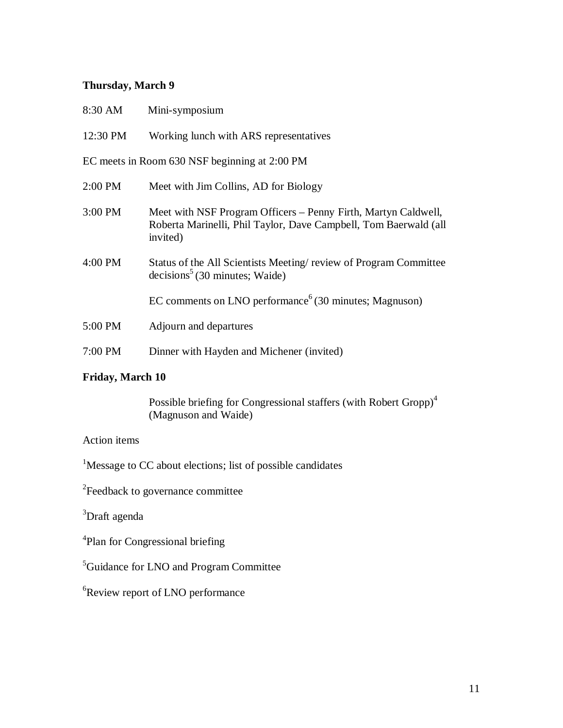**Thursday, March 9**

8:30 AM Mini-symposium

12:30 PM Working lunch with ARS representatives

EC meets in Room 630 NSF beginning at 2:00 PM

2:00 PM Meet with Jim Collins, AD for Biology

3:00 PM Meet with NSF Program Officers – Penny Firth, Martyn Caldwell, Roberta Marinelli, Phil Taylor, Dave Campbell, Tom Baerwald (all invited)

4:00 PM Status of the All Scientists Meeting/ review of Program Committee decisions[5] (30 minutes; Waide)

EC comments on LNO performance[6] (30 minutes; Magnuson)

5:00 PM Adjourn and departures

7:00 PM Dinner with Hayden and Michener (invited)

**Friday, March 10**

Possible briefing for Congressional staffers (with Robert Gropp)[4] (Magnuson and Waide)

Action items

[1]Message to CC about elections; list of possible candidates

[2]Feedback to governance committee

[3]Draft agenda

[4]Plan for Congressional briefing

[5]Guidance for LNO and Program Committee

[6]Review report of LNO performance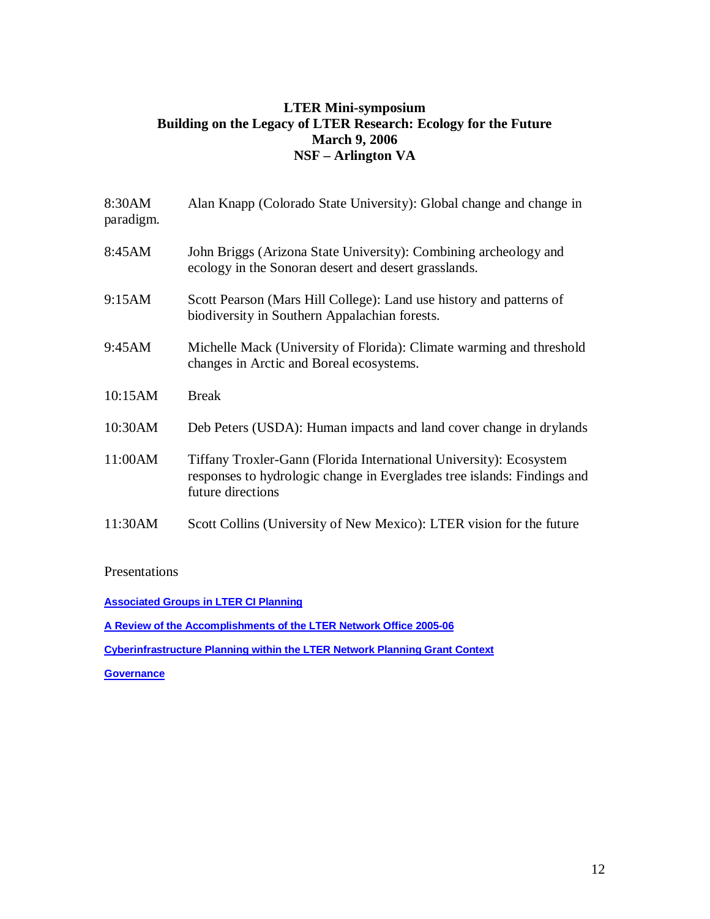**LTER Mini-symposium**
**Building on the Legacy of LTER Research: Ecology for the Future**
**March 9, 2006**
**NSF – Arlington VA**

8:30AM Alan Knapp (Colorado State University): Global change and change in paradigm.

8:45AM John Briggs (Arizona State University): Combining archeology and ecology in the Sonoran desert and desert grasslands.

9:15AM Scott Pearson (Mars Hill College): Land use history and patterns of biodiversity in Southern Appalachian forests.

9:45AM Michelle Mack (University of Florida): Climate warming and threshold changes in Arctic and Boreal ecosystems.

10:15AM Break

10:30AM Deb Peters (USDA): Human impacts and land cover change in drylands

11:00AM Tiffany Troxler-Gann (Florida International University): Ecosystem responses to hydrologic change in Everglades tree islands: Findings and future directions

11:30AM Scott Collins (University of New Mexico): LTER vision for the future

Presentations

**Associated Groups in LTER CI Planning**

**A Review of the Accomplishments of the LTER Network Office 2005-06**

**Cyberinfrastructure Planning within the LTER Network Planning Grant Context**

**Governance**